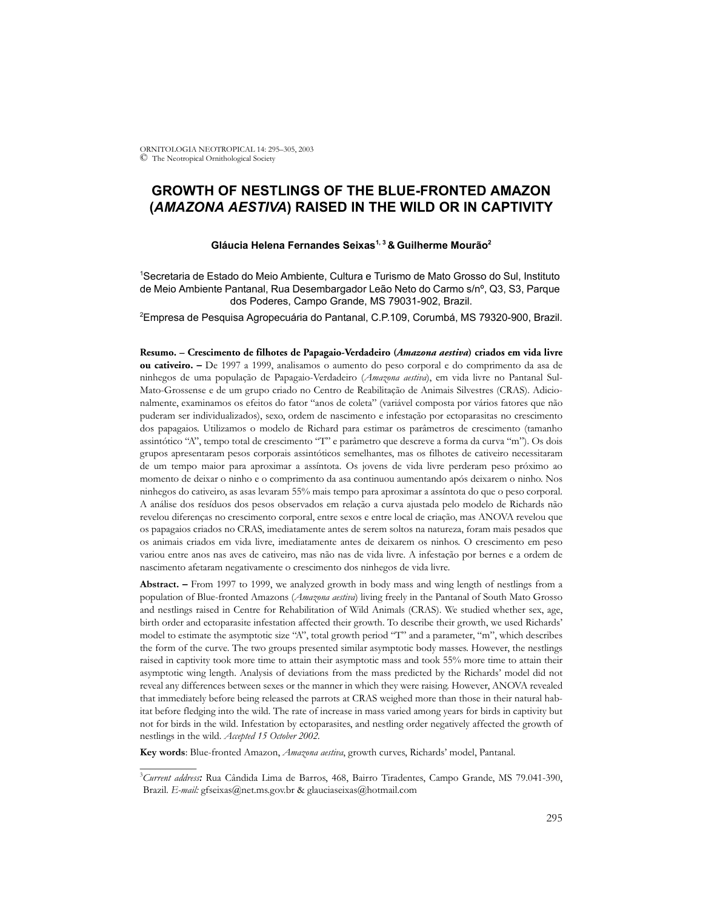# GROWTH OF NESTLINGS OF THE BLUE-FRONTED AMAZON (*AMAZONA AESTIVA*) RAISED IN THE WILD OR IN CAPTIVITY

**Gláucia Helena Fernandes Seixas[1, 3] & Guilherme Mourão[2]**

[1]Secretaria de Estado do Meio Ambiente, Cultura e Turismo de Mato Grosso do Sul, Instituto de Meio Ambiente Pantanal, Rua Desembargador Leão Neto do Carmo s/nº, Q3, S3, Parque dos Poderes, Campo Grande, MS 79031-902, Brazil.

[2]Empresa de Pesquisa Agropecuária do Pantanal, C.P.109, Corumbá, MS 79320-900, Brazil.

**Resumo. – Crescimento de filhotes de Papagaio-Verdadeiro (*Amazona aestiva*) criados em vida livre ou cativeiro. –** De 1997 a 1999, analisamos o aumento do peso corporal e do comprimento da asa de ninhegos de uma população de Papagaio-Verdadeiro (*Amazona aestiva*), em vida livre no Pantanal Sul-Mato-Grossense e de um grupo criado no Centro de Reabilitação de Animais Silvestres (CRAS). Adicionalmente, examinamos os efeitos do fator "anos de coleta" (variável composta por vários fatores que não puderam ser individualizados), sexo, ordem de nascimento e infestação por ectoparasitas no crescimento dos papagaios. Utilizamos o modelo de Richard para estimar os parâmetros de crescimento (tamanho assintótico "A", tempo total de crescimento "T" e parâmetro que descreve a forma da curva "m"). Os dois grupos apresentaram pesos corporais assintóticos semelhantes, mas os filhotes de cativeiro necessitaram de um tempo maior para aproximar a assíntota. Os jovens de vida livre perderam peso próximo ao momento de deixar o ninho e o comprimento da asa continuou aumentando após deixarem o ninho. Nos ninhegos do cativeiro, as asas levaram 55% mais tempo para aproximar a assíntota do que o peso corporal. A análise dos resíduos dos pesos observados em relação a curva ajustada pelo modelo de Richards não revelou diferenças no crescimento corporal, entre sexos e entre local de criação, mas ANOVA revelou que os papagaios criados no CRAS, imediatamente antes de serem soltos na natureza, foram mais pesados que os animais criados em vida livre, imediatamente antes de deixarem os ninhos. O crescimento em peso variou entre anos nas aves de cativeiro, mas não nas de vida livre. A infestação por bernes e a ordem de nascimento afetaram negativamente o crescimento dos ninhegos de vida livre.

**Abstract. –** From 1997 to 1999, we analyzed growth in body mass and wing length of nestlings from a population of Blue-fronted Amazons (*Amazona aestiva*) living freely in the Pantanal of South Mato Grosso and nestlings raised in Centre for Rehabilitation of Wild Animals (CRAS). We studied whether sex, age, birth order and ectoparasite infestation affected their growth. To describe their growth, we used Richards' model to estimate the asymptotic size "A", total growth period "T" and a parameter, "m", which describes the form of the curve. The two groups presented similar asymptotic body masses. However, the nestlings raised in captivity took more time to attain their asymptotic mass and took 55% more time to attain their asymptotic wing length. Analysis of deviations from the mass predicted by the Richards' model did not reveal any differences between sexes or the manner in which they were raising. However, ANOVA revealed that immediately before being released the parrots at CRAS weighed more than those in their natural habitat before fledging into the wild. The rate of increase in mass varied among years for birds in captivity but not for birds in the wild. Infestation by ectoparasites, and nestling order negatively affected the growth of nestlings in the wild. *Accepted 15 October 2002.*

**Key words**: Blue-fronted Amazon, *Amazona aestiva*, growth curves, Richards' model, Pantanal.

---

[3]*Current address:* Rua Cândida Lima de Barros, 468, Bairro Tiradentes, Campo Grande, MS 79.041-390, Brazil. *E-mail:* gfseixas@net.ms.gov.br & glauciaseixas@hotmail.com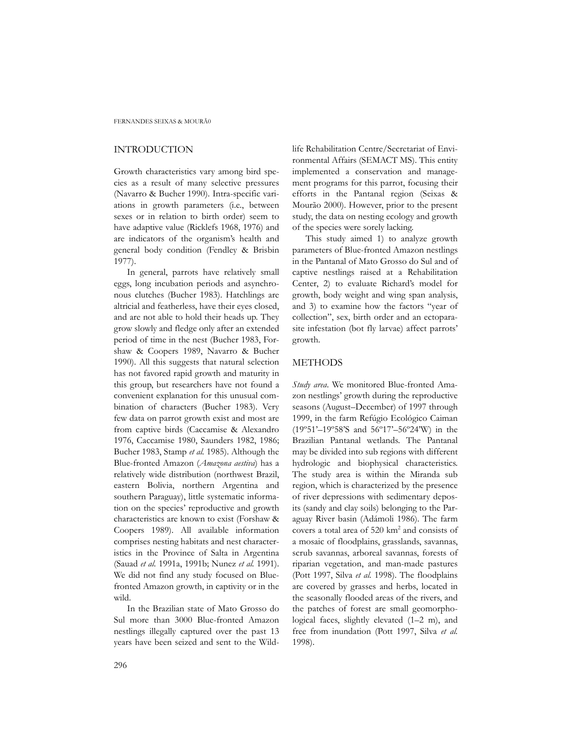## INTRODUCTION

Growth characteristics vary among bird species as a result of many selective pressures (Navarro & Bucher 1990). Intra-specific variations in growth parameters (i.e., between sexes or in relation to birth order) seem to have adaptive value (Ricklefs 1968, 1976) and are indicators of the organism's health and general body condition (Fendley & Brisbin 1977).

In general, parrots have relatively small eggs, long incubation periods and asynchronous clutches (Bucher 1983). Hatchlings are altricial and featherless, have their eyes closed, and are not able to hold their heads up. They grow slowly and fledge only after an extended period of time in the nest (Bucher 1983, Forshaw & Coopers 1989, Navarro & Bucher 1990). All this suggests that natural selection has not favored rapid growth and maturity in this group, but researchers have not found a convenient explanation for this unusual combination of characters (Bucher 1983). Very few data on parrot growth exist and most are from captive birds (Caccamise & Alexandro 1976, Caccamise 1980, Saunders 1982, 1986; Bucher 1983, Stamp *et al.* 1985). Although the Blue-fronted Amazon (*Amazona aestiva*) has a relatively wide distribution (northwest Brazil, eastern Bolivia, northern Argentina and southern Paraguay), little systematic information on the species' reproductive and growth characteristics are known to exist (Forshaw & Coopers 1989). All available information comprises nesting habitats and nest characteristics in the Province of Salta in Argentina (Sauad *et al.* 1991a, 1991b; Nunez *et al.* 1991). We did not find any study focused on Blue-fronted Amazon growth, in captivity or in the wild.

In the Brazilian state of Mato Grosso do Sul more than 3000 Blue-fronted Amazon nestlings illegally captured over the past 13 years have been seized and sent to the Wildlife Rehabilitation Centre/Secretariat of Environmental Affairs (SEMACT MS). This entity implemented a conservation and management programs for this parrot, focusing their efforts in the Pantanal region (Seixas & Mourão 2000). However, prior to the present study, the data on nesting ecology and growth of the species were sorely lacking.

This study aimed 1) to analyze growth parameters of Blue-fronted Amazon nestlings in the Pantanal of Mato Grosso do Sul and of captive nestlings raised at a Rehabilitation Center, 2) to evaluate Richard's model for growth, body weight and wing span analysis, and 3) to examine how the factors "year of collection", sex, birth order and an ectoparasite infestation (bot fly larvae) affect parrots' growth.

## METHODS

*Study area*. We monitored Blue-fronted Amazon nestlings' growth during the reproductive seasons (August–December) of 1997 through 1999, in the farm Refúgio Ecológico Caiman (19º51'–19º58'S and 56º17'–56º24'W) in the Brazilian Pantanal wetlands. The Pantanal may be divided into sub regions with different hydrologic and biophysical characteristics. The study area is within the Miranda sub region, which is characterized by the presence of river depressions with sedimentary deposits (sandy and clay soils) belonging to the Paraguay River basin (Adámoli 1986). The farm covers a total area of 520 km$^2$ and consists of a mosaic of floodplains, grasslands, savannas, scrub savannas, arboreal savannas, forests of riparian vegetation, and man-made pastures (Pott 1997, Silva *et al.* 1998). The floodplains are covered by grasses and herbs, located in the seasonally flooded areas of the rivers, and the patches of forest are small geomorphological faces, slightly elevated (1–2 m), and free from inundation (Pott 1997, Silva *et al.* 1998).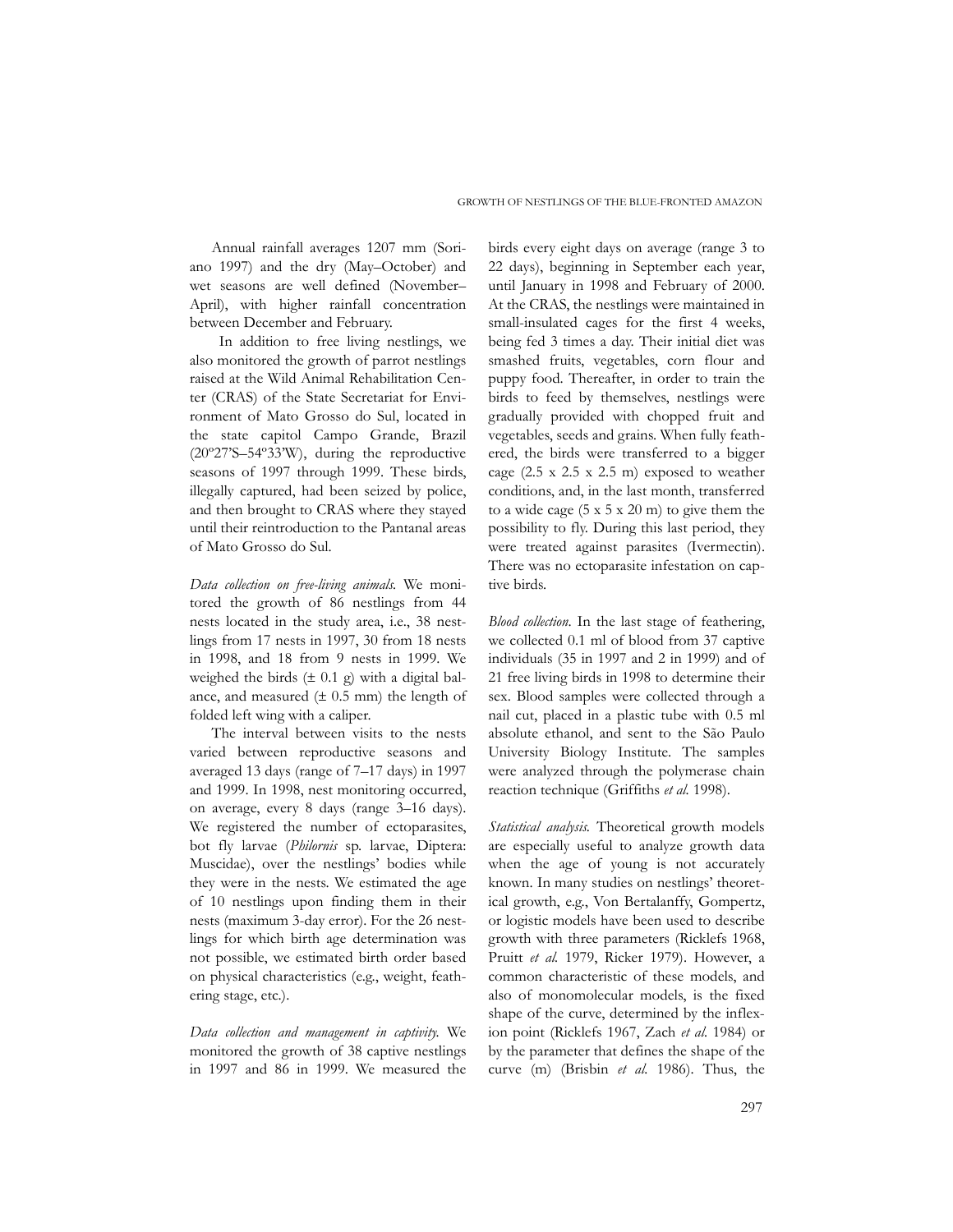Annual rainfall averages 1207 mm (Soriano 1997) and the dry (May–October) and wet seasons are well defined (November–April), with higher rainfall concentration between December and February.

In addition to free living nestlings, we also monitored the growth of parrot nestlings raised at the Wild Animal Rehabilitation Center (CRAS) of the State Secretariat for Environment of Mato Grosso do Sul, located in the state capitol Campo Grande, Brazil (20º27'S–54º33'W), during the reproductive seasons of 1997 through 1999. These birds, illegally captured, had been seized by police, and then brought to CRAS where they stayed until their reintroduction to the Pantanal areas of Mato Grosso do Sul.

*Data collection on free-living animals.* We monitored the growth of 86 nestlings from 44 nests located in the study area, i.e., 38 nestlings from 17 nests in 1997, 30 from 18 nests in 1998, and 18 from 9 nests in 1999. We weighed the birds (± 0.1 g) with a digital balance, and measured (± 0.5 mm) the length of folded left wing with a caliper.

The interval between visits to the nests varied between reproductive seasons and averaged 13 days (range of 7–17 days) in 1997 and 1999. In 1998, nest monitoring occurred, on average, every 8 days (range 3–16 days). We registered the number of ectoparasites, bot fly larvae (*Philornis* sp. larvae, Diptera: Muscidae), over the nestlings' bodies while they were in the nests. We estimated the age of 10 nestlings upon finding them in their nests (maximum 3-day error). For the 26 nestlings for which birth age determination was not possible, we estimated birth order based on physical characteristics (e.g., weight, feathering stage, etc.).

*Data collection and management in captivity.* We monitored the growth of 38 captive nestlings in 1997 and 86 in 1999. We measured the birds every eight days on average (range 3 to 22 days), beginning in September each year, until January in 1998 and February of 2000. At the CRAS, the nestlings were maintained in small-insulated cages for the first 4 weeks, being fed 3 times a day. Their initial diet was smashed fruits, vegetables, corn flour and puppy food. Thereafter, in order to train the birds to feed by themselves, nestlings were gradually provided with chopped fruit and vegetables, seeds and grains. When fully feathered, the birds were transferred to a bigger cage (2.5 x 2.5 x 2.5 m) exposed to weather conditions, and, in the last month, transferred to a wide cage (5 x 5 x 20 m) to give them the possibility to fly. During this last period, they were treated against parasites (Ivermectin). There was no ectoparasite infestation on captive birds.

*Blood collection.* In the last stage of feathering, we collected 0.1 ml of blood from 37 captive individuals (35 in 1997 and 2 in 1999) and of 21 free living birds in 1998 to determine their sex. Blood samples were collected through a nail cut, placed in a plastic tube with 0.5 ml absolute ethanol, and sent to the São Paulo University Biology Institute. The samples were analyzed through the polymerase chain reaction technique (Griffiths *et al.* 1998).

*Statistical analysis.* Theoretical growth models are especially useful to analyze growth data when the age of young is not accurately known. In many studies on nestlings' theoretical growth, e.g., Von Bertalanffy, Gompertz, or logistic models have been used to describe growth with three parameters (Ricklefs 1968, Pruitt *et al.* 1979, Ricker 1979). However, a common characteristic of these models, and also of monomolecular models, is the fixed shape of the curve, determined by the inflexion point (Ricklefs 1967, Zach *et al.* 1984) or by the parameter that defines the shape of the curve (m) (Brisbin *et al.* 1986). Thus, the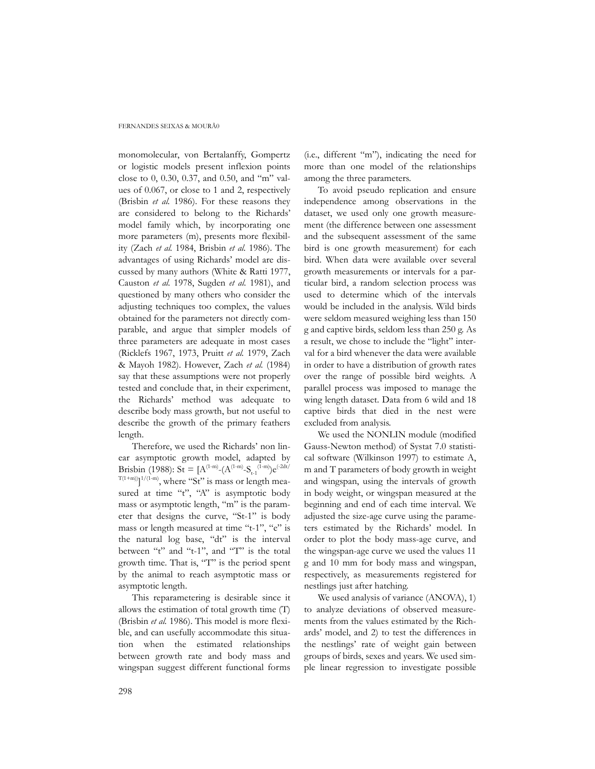monomolecular, von Bertalanffy, Gompertz or logistic models present inflexion points close to 0, 0.30, 0.37, and 0.50, and "m" values of 0.067, or close to 1 and 2, respectively (Brisbin *et al.* 1986). For these reasons they are considered to belong to the Richards' model family which, by incorporating one more parameters (m), presents more flexibility (Zach *et al.* 1984, Brisbin *et al.* 1986). The advantages of using Richards' model are discussed by many authors (White & Ratti 1977, Causton *et al.* 1978, Sugden *et al.* 1981), and questioned by many others who consider the adjusting techniques too complex, the values obtained for the parameters not directly comparable, and argue that simpler models of three parameters are adequate in most cases (Ricklefs 1967, 1973, Pruitt *et al.* 1979, Zach & Mayoh 1982). However, Zach *et al.* (1984) say that these assumptions were not properly tested and conclude that, in their experiment, the Richards' method was adequate to describe body mass growth, but not useful to describe the growth of the primary feathers length.

Therefore, we used the Richards' non linear asymptotic growth model, adapted by Brisbin (1988): $St = [A^{(1-m)}-(A^{(1-m)}-S_{t-1}^{(1-m)})e^{(-2dt/T(1+m))}]^{1/(1-m)}$, where "St" is mass or length measured at time "t", "A" is asymptotic body mass or asymptotic length, "m" is the parameter that designs the curve, "St-1" is body mass or length measured at time "t-1", "e" is the natural log base, "dt" is the interval between "t" and "t-1", and "T" is the total growth time. That is, "T" is the period spent by the animal to reach asymptotic mass or asymptotic length.

This reparametering is desirable since it allows the estimation of total growth time (T) (Brisbin *et al.* 1986). This model is more flexible, and can usefully accommodate this situation when the estimated relationships between growth rate and body mass and wingspan suggest different functional forms (i.e., different "m"), indicating the need for more than one model of the relationships among the three parameters.

To avoid pseudo replication and ensure independence among observations in the dataset, we used only one growth measurement (the difference between one assessment and the subsequent assessment of the same bird is one growth measurement) for each bird. When data were available over several growth measurements or intervals for a particular bird, a random selection process was used to determine which of the intervals would be included in the analysis. Wild birds were seldom measured weighing less than 150 g and captive birds, seldom less than 250 g. As a result, we chose to include the "light" interval for a bird whenever the data were available in order to have a distribution of growth rates over the range of possible bird weights. A parallel process was imposed to manage the wing length dataset. Data from 6 wild and 18 captive birds that died in the nest were excluded from analysis.

We used the NONLIN module (modified Gauss-Newton method) of Systat 7.0 statistical software (Wilkinson 1997) to estimate A, m and T parameters of body growth in weight and wingspan, using the intervals of growth in body weight, or wingspan measured at the beginning and end of each time interval. We adjusted the size-age curve using the parameters estimated by the Richards' model. In order to plot the body mass-age curve, and the wingspan-age curve we used the values 11 g and 10 mm for body mass and wingspan, respectively, as measurements registered for nestlings just after hatching.

We used analysis of variance (ANOVA), 1) to analyze deviations of observed measurements from the values estimated by the Richards' model, and 2) to test the differences in the nestlings' rate of weight gain between groups of birds, sexes and years. We used simple linear regression to investigate possible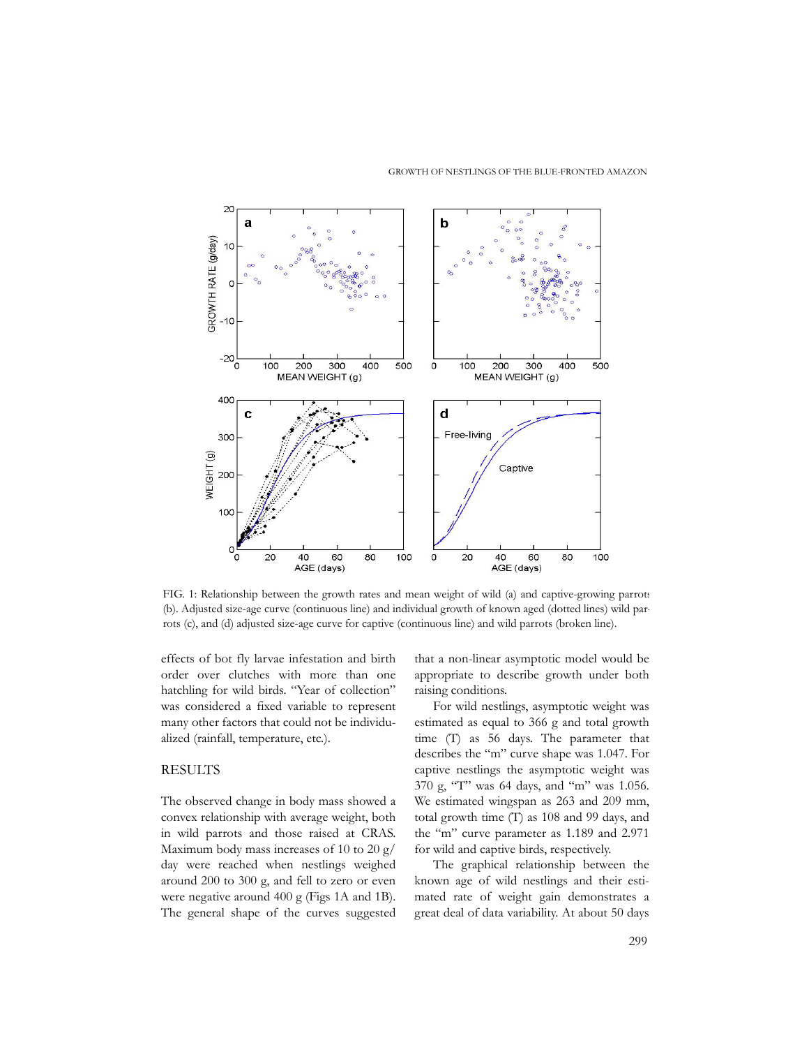FIG. 1: Relationship between the growth rates and mean weight of wild (a) and captive-growing parrots (b). Adjusted size-age curve (continuous line) and individual growth of known aged (dotted lines) wild parrots (c), and (d) adjusted size-age curve for captive (continuous line) and wild parrots (broken line).

effects of bot fly larvae infestation and birth order over clutches with more than one hatchling for wild birds. "Year of collection" was considered a fixed variable to represent many other factors that could not be individualized (rainfall, temperature, etc.).

## RESULTS

The observed change in body mass showed a convex relationship with average weight, both in wild parrots and those raised at CRAS. Maximum body mass increases of 10 to 20 g/day were reached when nestlings weighed around 200 to 300 g, and fell to zero or even were negative around 400 g (Figs 1A and 1B). The general shape of the curves suggested that a non-linear asymptotic model would be appropriate to describe growth under both raising conditions.

For wild nestlings, asymptotic weight was estimated as equal to 366 g and total growth time (T) as 56 days. The parameter that describes the "m" curve shape was 1.047. For captive nestlings the asymptotic weight was 370 g, "T" was 64 days, and "m" was 1.056. We estimated wingspan as 263 and 209 mm, total growth time (T) as 108 and 99 days, and the "m" curve parameter as 1.189 and 2.971 for wild and captive birds, respectively.

The graphical relationship between the known age of wild nestlings and their estimated rate of weight gain demonstrates a great deal of data variability. At about 50 days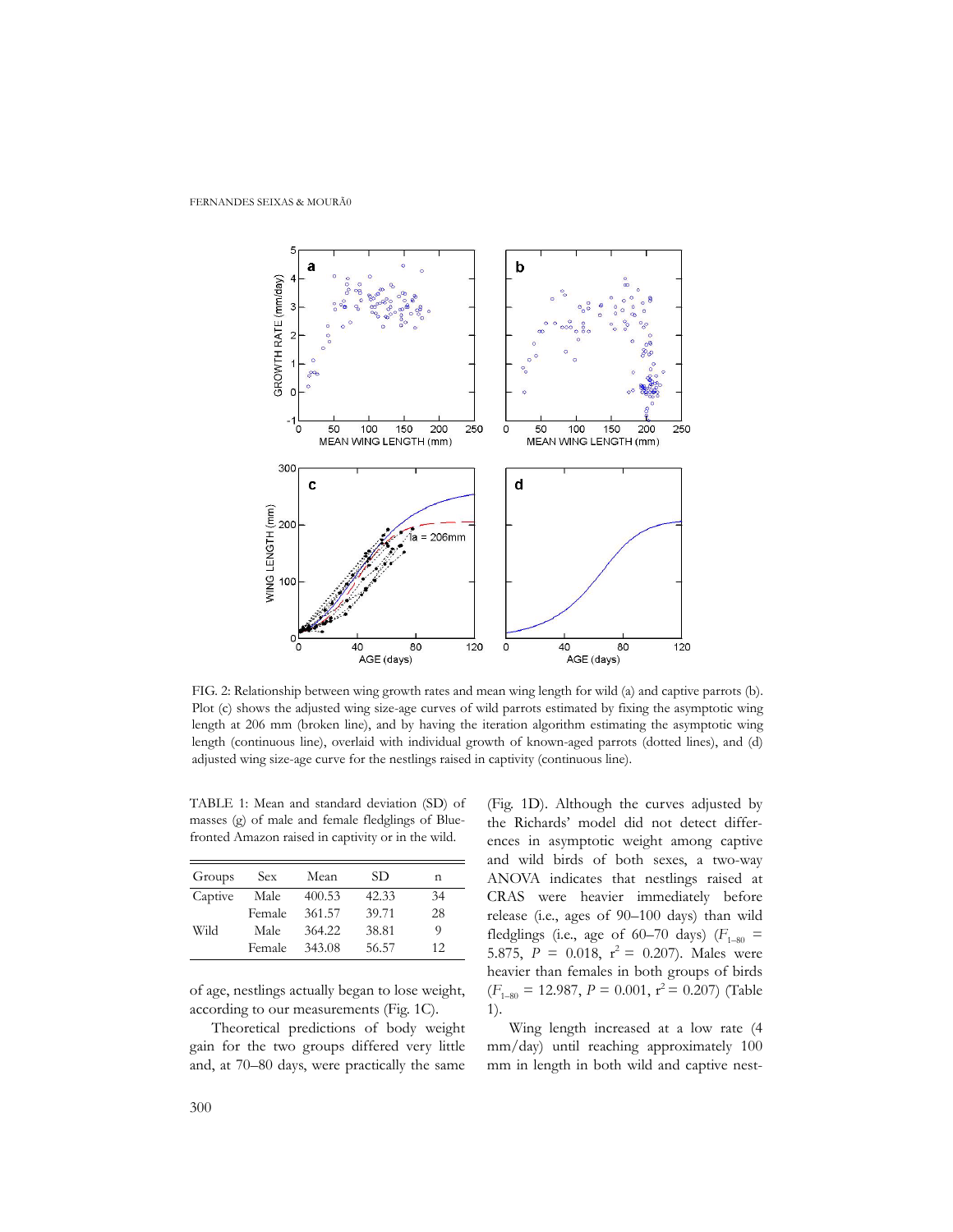FIG. 2: Relationship between wing growth rates and mean wing length for wild (a) and captive parrots (b). Plot (c) shows the adjusted wing size-age curves of wild parrots estimated by fixing the asymptotic wing length at 206 mm (broken line), and by having the iteration algorithm estimating the asymptotic wing length (continuous line), overlaid with individual growth of known-aged parrots (dotted lines), and (d) adjusted wing size-age curve for the nestlings raised in captivity (continuous line).

TABLE 1: Mean and standard deviation (SD) of masses (g) of male and female fledglings of Blue-fronted Amazon raised in captivity or in the wild.

| Groups | Sex | Mean | SD | n |
|---|---|---|---|---|
| Captive | Male | 400.53 | 42.33 | 34 |
| | Female | 361.57 | 39.71 | 28 |
| Wild | Male | 364.22 | 38.81 | 9 |
| | Female | 343.08 | 56.57 | 12 |

of age, nestlings actually began to lose weight, according to our measurements (Fig. 1C).

Theoretical predictions of body weight gain for the two groups differed very little and, at 70–80 days, were practically the same (Fig. 1D). Although the curves adjusted by the Richards' model did not detect differences in asymptotic weight among captive and wild birds of both sexes, a two-way ANOVA indicates that nestlings raised at CRAS were heavier immediately before release (i.e., ages of 90–100 days) than wild fledglings (i.e., age of 60–70 days) ($F_{1–80}$ = 5.875, $P$ = 0.018, $r^2$ = 0.207). Males were heavier than females in both groups of birds ($F_{1–80}$ = 12.987, $P$ = 0.001, $r^2$ = 0.207) (Table 1).

Wing length increased at a low rate (4 mm/day) until reaching approximately 100 mm in length in both wild and captive nest-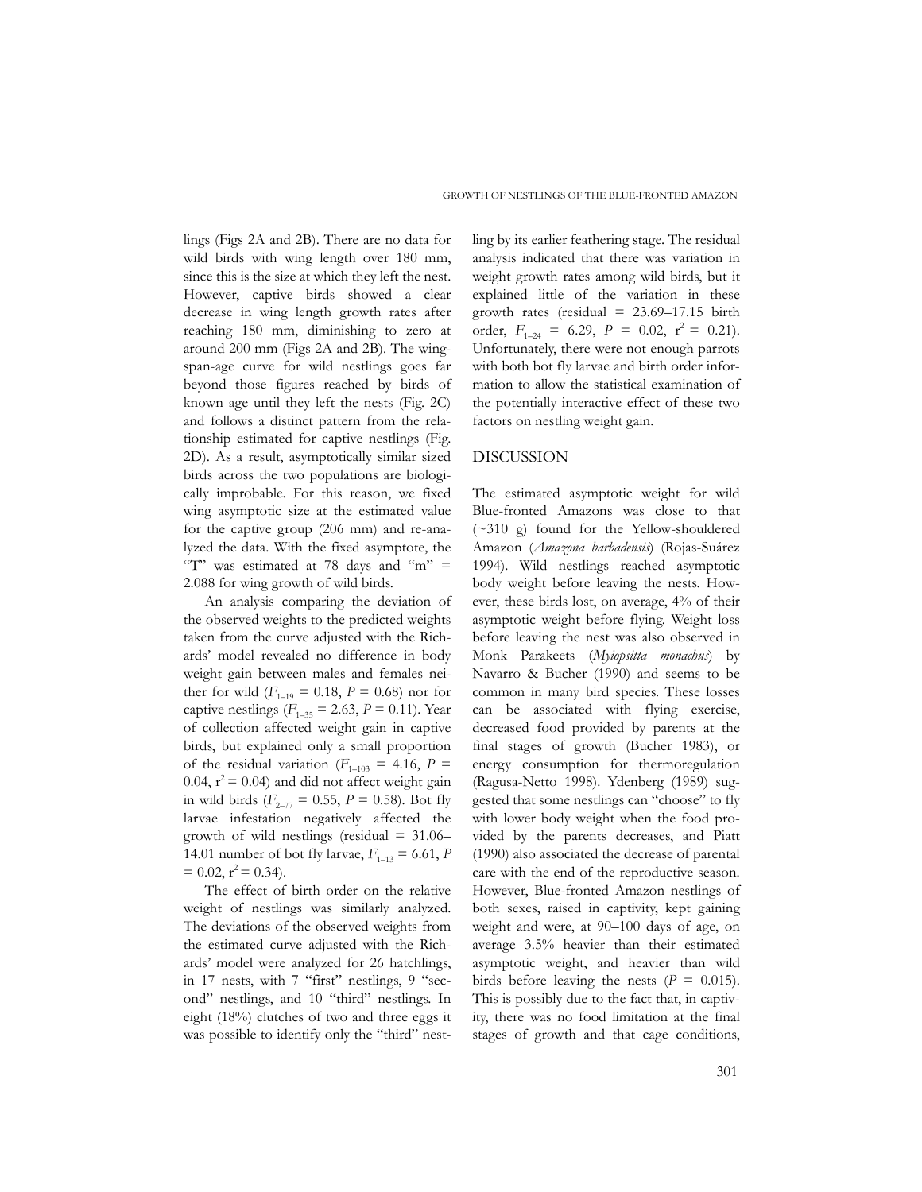lings (Figs 2A and 2B). There are no data for wild birds with wing length over 180 mm, since this is the size at which they left the nest. However, captive birds showed a clear decrease in wing length growth rates after reaching 180 mm, diminishing to zero at around 200 mm (Figs 2A and 2B). The wingspan-age curve for wild nestlings goes far beyond those figures reached by birds of known age until they left the nests (Fig. 2C) and follows a distinct pattern from the relationship estimated for captive nestlings (Fig. 2D). As a result, asymptotically similar sized birds across the two populations are biologically improbable. For this reason, we fixed wing asymptotic size at the estimated value for the captive group (206 mm) and re-analyzed the data. With the fixed asymptote, the "T" was estimated at 78 days and "m" = 2.088 for wing growth of wild birds.

An analysis comparing the deviation of the observed weights to the predicted weights taken from the curve adjusted with the Richards' model revealed no difference in body weight gain between males and females neither for wild ($F_{1\text{–}19}$ = 0.18, $P$ = 0.68) nor for captive nestlings ($F_{1\text{–}35}$ = 2.63, $P$ = 0.11). Year of collection affected weight gain in captive birds, but explained only a small proportion of the residual variation ($F_{1\text{–}103}$ = 4.16, $P$ = 0.04, $r^2$ = 0.04) and did not affect weight gain in wild birds ($F_{2\text{–}77}$ = 0.55, $P$ = 0.58). Bot fly larvae infestation negatively affected the growth of wild nestlings (residual = 31.06–14.01 number of bot fly larvae, $F_{1\text{–}13}$ = 6.61, $P$ = 0.02, $r^2$ = 0.34).

The effect of birth order on the relative weight of nestlings was similarly analyzed. The deviations of the observed weights from the estimated curve adjusted with the Richards' model were analyzed for 26 hatchlings, in 17 nests, with 7 "first" nestlings, 9 "second" nestlings, and 10 "third" nestlings. In eight (18%) clutches of two and three eggs it was possible to identify only the "third" nestling by its earlier feathering stage. The residual analysis indicated that there was variation in weight growth rates among wild birds, but it explained little of the variation in these growth rates (residual = 23.69–17.15 birth order, $F_{1\text{–}24}$ = 6.29, $P$ = 0.02, $r^2$ = 0.21). Unfortunately, there were not enough parrots with both bot fly larvae and birth order information to allow the statistical examination of the potentially interactive effect of these two factors on nestling weight gain.

## DISCUSSION

The estimated asymptotic weight for wild Blue-fronted Amazons was close to that (~310 g) found for the Yellow-shouldered Amazon (*Amazona barbadensis*) (Rojas-Suárez 1994). Wild nestlings reached asymptotic body weight before leaving the nests. However, these birds lost, on average, 4% of their asymptotic weight before flying. Weight loss before leaving the nest was also observed in Monk Parakeets (*Myiopsitta monachus*) by Navarro & Bucher (1990) and seems to be common in many bird species. These losses can be associated with flying exercise, decreased food provided by parents at the final stages of growth (Bucher 1983), or energy consumption for thermoregulation (Ragusa-Netto 1998). Ydenberg (1989) suggested that some nestlings can "choose" to fly with lower body weight when the food provided by the parents decreases, and Piatt (1990) also associated the decrease of parental care with the end of the reproductive season. However, Blue-fronted Amazon nestlings of both sexes, raised in captivity, kept gaining weight and were, at 90–100 days of age, on average 3.5% heavier than their estimated asymptotic weight, and heavier than wild birds before leaving the nests ($P$ = 0.015). This is possibly due to the fact that, in captivity, there was no food limitation at the final stages of growth and that cage conditions,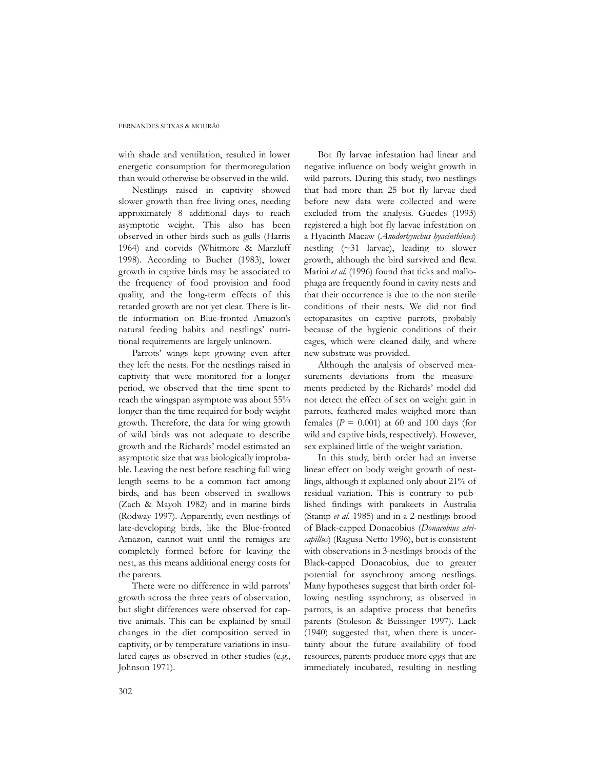with shade and ventilation, resulted in lower energetic consumption for thermoregulation than would otherwise be observed in the wild.

Nestlings raised in captivity showed slower growth than free living ones, needing approximately 8 additional days to reach asymptotic weight. This also has been observed in other birds such as gulls (Harris 1964) and corvids (Whitmore & Marzluff 1998). According to Bucher (1983), lower growth in captive birds may be associated to the frequency of food provision and food quality, and the long-term effects of this retarded growth are not yet clear. There is little information on Blue-fronted Amazon's natural feeding habits and nestlings' nutritional requirements are largely unknown.

Parrots' wings kept growing even after they left the nests. For the nestlings raised in captivity that were monitored for a longer period, we observed that the time spent to reach the wingspan asymptote was about 55% longer than the time required for body weight growth. Therefore, the data for wing growth of wild birds was not adequate to describe growth and the Richards' model estimated an asymptotic size that was biologically improbable. Leaving the nest before reaching full wing length seems to be a common fact among birds, and has been observed in swallows (Zach & Mayoh 1982) and in marine birds (Rodway 1997). Apparently, even nestlings of late-developing birds, like the Blue-fronted Amazon, cannot wait until the remiges are completely formed before for leaving the nest, as this means additional energy costs for the parents.

There were no difference in wild parrots' growth across the three years of observation, but slight differences were observed for captive animals. This can be explained by small changes in the diet composition served in captivity, or by temperature variations in insulated cages as observed in other studies (e.g., Johnson 1971).

Bot fly larvae infestation had linear and negative influence on body weight growth in wild parrots. During this study, two nestlings that had more than 25 bot fly larvae died before new data were collected and were excluded from the analysis. Guedes (1993) registered a high bot fly larvae infestation on a Hyacinth Macaw (*Anodorhynchus hyacinthinus*) nestling (~31 larvae), leading to slower growth, although the bird survived and flew. Marini *et al.* (1996) found that ticks and mallophaga are frequently found in cavity nests and that their occurrence is due to the non sterile conditions of their nests. We did not find ectoparasites on captive parrots, probably because of the hygienic conditions of their cages, which were cleaned daily, and where new substrate was provided.

Although the analysis of observed measurements deviations from the measurements predicted by the Richards' model did not detect the effect of sex on weight gain in parrots, feathered males weighed more than females ($P = 0.001$) at 60 and 100 days (for wild and captive birds, respectively). However, sex explained little of the weight variation.

In this study, birth order had an inverse linear effect on body weight growth of nestlings, although it explained only about 21% of residual variation. This is contrary to published findings with parakeets in Australia (Stamp *et al.* 1985) and in a 2-nestlings brood of Black-capped Donacobius (*Donacobius atricapillus*) (Ragusa-Netto 1996), but is consistent with observations in 3-nestlings broods of the Black-capped Donacobius, due to greater potential for asynchrony among nestlings. Many hypotheses suggest that birth order following nestling asynchrony, as observed in parrots, is an adaptive process that benefits parents (Stoleson & Beissinger 1997). Lack (1940) suggested that, when there is uncertainty about the future availability of food resources, parents produce more eggs that are immediately incubated, resulting in nestling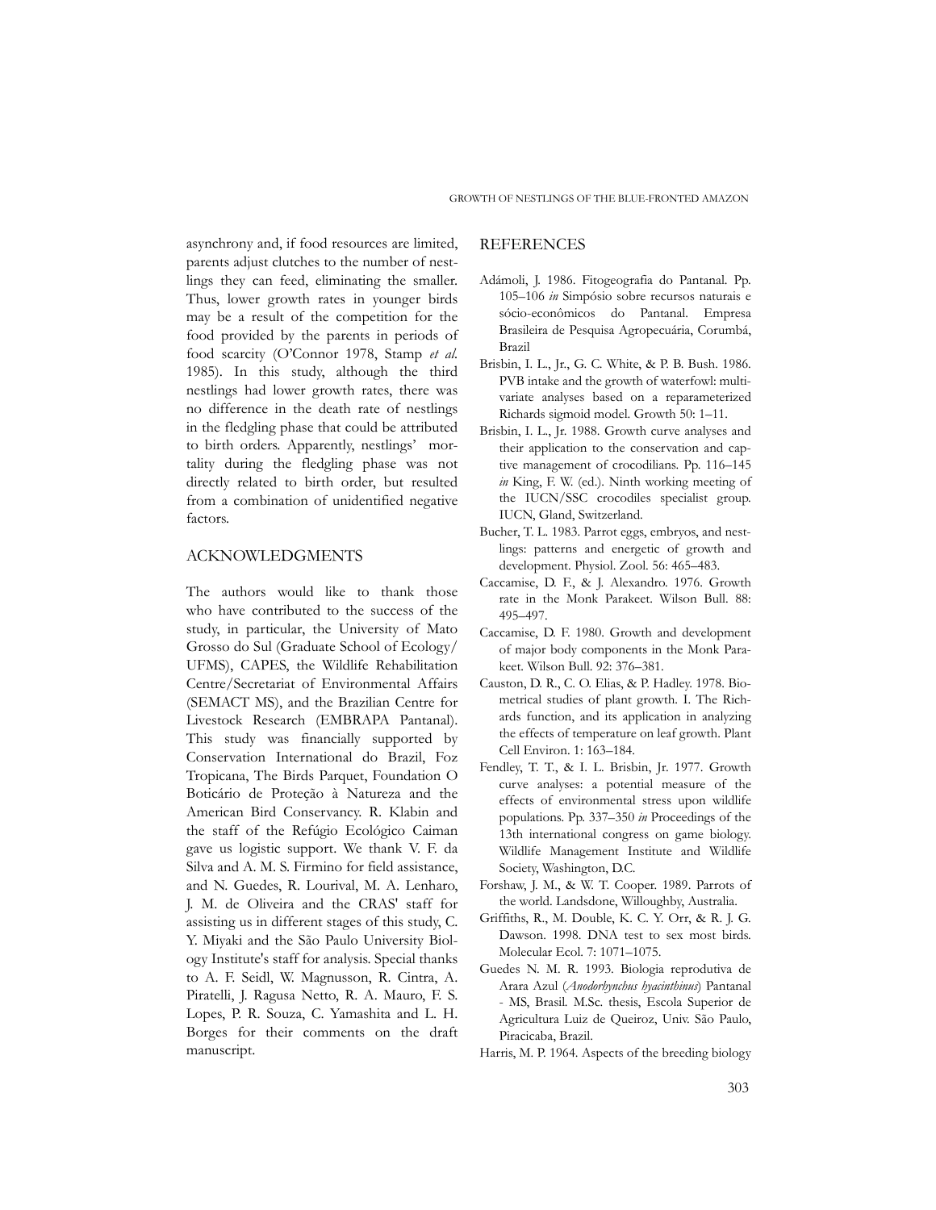asynchrony and, if food resources are limited, parents adjust clutches to the number of nestlings they can feed, eliminating the smaller. Thus, lower growth rates in younger birds may be a result of the competition for the food provided by the parents in periods of food scarcity (O'Connor 1978, Stamp *et al.* 1985). In this study, although the third nestlings had lower growth rates, there was no difference in the death rate of nestlings in the fledgling phase that could be attributed to birth orders. Apparently, nestlings' mortality during the fledgling phase was not directly related to birth order, but resulted from a combination of unidentified negative factors.

## ACKNOWLEDGMENTS

The authors would like to thank those who have contributed to the success of the study, in particular, the University of Mato Grosso do Sul (Graduate School of Ecology/UFMS), CAPES, the Wildlife Rehabilitation Centre/Secretariat of Environmental Affairs (SEMACT MS), and the Brazilian Centre for Livestock Research (EMBRAPA Pantanal). This study was financially supported by Conservation International do Brazil, Foz Tropicana, The Birds Parquet, Foundation O Boticário de Proteção à Natureza and the American Bird Conservancy. R. Klabin and the staff of the Refúgio Ecológico Caiman gave us logistic support. We thank V. F. da Silva and A. M. S. Firmino for field assistance, and N. Guedes, R. Lourival, M. A. Lenharo, J. M. de Oliveira and the CRAS' staff for assisting us in different stages of this study, C. Y. Miyaki and the São Paulo University Biology Institute's staff for analysis. Special thanks to A. F. Seidl, W. Magnusson, R. Cintra, A. Piratelli, J. Ragusa Netto, R. A. Mauro, F. S. Lopes, P. R. Souza, C. Yamashita and L. H. Borges for their comments on the draft manuscript.

## REFERENCES

Adámoli, J. 1986. Fitogeografia do Pantanal. Pp. 105–106 *in* Simpósio sobre recursos naturais e sócio-econômicos do Pantanal. Empresa Brasileira de Pesquisa Agropecuária, Corumbá, Brazil

Brisbin, I. L., Jr., G. C. White, & P. B. Bush. 1986. PVB intake and the growth of waterfowl: multivariate analyses based on a reparameterized Richards sigmoid model. Growth 50: 1–11.

Brisbin, I. L., Jr. 1988. Growth curve analyses and their application to the conservation and captive management of crocodilians. Pp. 116–145 *in* King, F. W. (ed.). Ninth working meeting of the IUCN/SSC crocodiles specialist group. IUCN, Gland, Switzerland.

Bucher, T. L. 1983. Parrot eggs, embryos, and nestlings: patterns and energetic of growth and development. Physiol. Zool. 56: 465–483.

Caccamise, D. F., & J. Alexandro. 1976. Growth rate in the Monk Parakeet. Wilson Bull. 88: 495–497.

Caccamise, D. F. 1980. Growth and development of major body components in the Monk Parakeet. Wilson Bull. 92: 376–381.

Causton, D. R., C. O. Elias, & P. Hadley. 1978. Biometrical studies of plant growth. I. The Richards function, and its application in analyzing the effects of temperature on leaf growth. Plant Cell Environ. 1: 163–184.

Fendley, T. T., & I. L. Brisbin, Jr. 1977. Growth curve analyses: a potential measure of the effects of environmental stress upon wildlife populations. Pp. 337–350 *in* Proceedings of the 13th international congress on game biology. Wildlife Management Institute and Wildlife Society, Washington, D.C.

Forshaw, J. M., & W. T. Cooper. 1989. Parrots of the world. Landsdone, Willoughby, Australia.

Griffiths, R., M. Double, K. C. Y. Orr, & R. J. G. Dawson. 1998. DNA test to sex most birds. Molecular Ecol. 7: 1071–1075.

Guedes N. M. R. 1993. Biologia reprodutiva de Arara Azul (*Anodorhynchus hyacinthinus*) Pantanal - MS, Brasil. M.Sc. thesis, Escola Superior de Agricultura Luiz de Queiroz, Univ. São Paulo, Piracicaba, Brazil.

Harris, M. P. 1964. Aspects of the breeding biology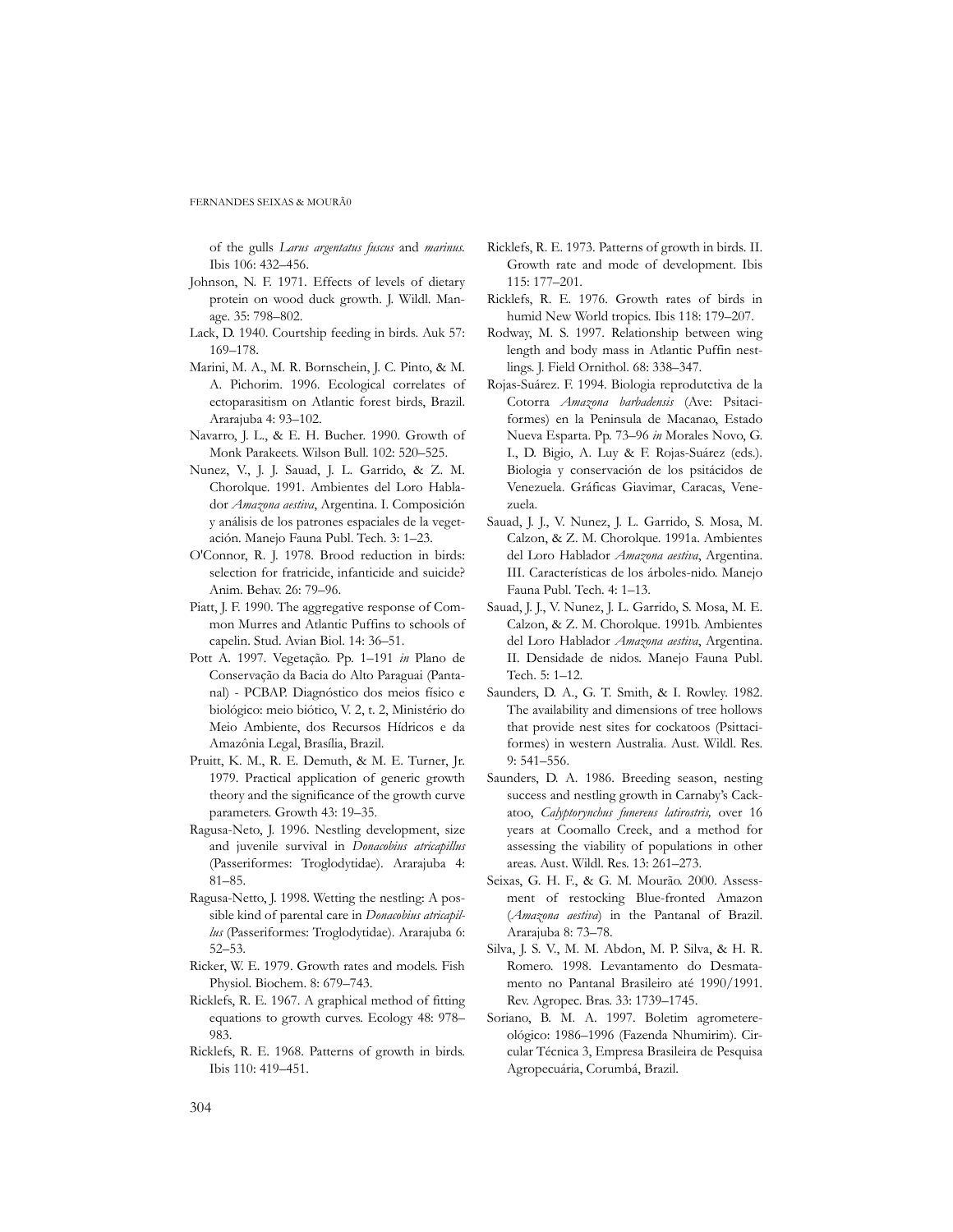of the gulls *Larus argentatus fuscus* and *marinus*. Ibis 106: 432–456.

Johnson, N. F. 1971. Effects of levels of dietary protein on wood duck growth. J. Wildl. Manage. 35: 798–802.

Lack, D. 1940. Courtship feeding in birds. Auk 57: 169–178.

Marini, M. A., M. R. Bornschein, J. C. Pinto, & M. A. Pichorim. 1996. Ecological correlates of ectoparasitism on Atlantic forest birds, Brazil. Ararajuba 4: 93–102.

Navarro, J. L., & E. H. Bucher. 1990. Growth of Monk Parakeets. Wilson Bull. 102: 520–525.

Nunez, V., J. J. Sauad, J. L. Garrido, & Z. M. Chorolque. 1991. Ambientes del Loro Hablador *Amazona aestiva*, Argentina. I. Composición y análisis de los patrones espaciales de la vegetación. Manejo Fauna Publ. Tech. 3: 1–23.

O'Connor, R. J. 1978. Brood reduction in birds: selection for fratricide, infanticide and suicide? Anim. Behav. 26: 79–96.

Piatt, J. F. 1990. The aggregative response of Common Murres and Atlantic Puffins to schools of capelin. Stud. Avian Biol. 14: 36–51.

Pott A. 1997. Vegetação. Pp. 1–191 *in* Plano de Conservação da Bacia do Alto Paraguai (Pantanal) - PCBAP. Diagnóstico dos meios físico e biológico: meio biótico, V. 2, t. 2, Ministério do Meio Ambiente, dos Recursos Hídricos e da Amazônia Legal, Brasília, Brazil.

Pruitt, K. M., R. E. Demuth, & M. E. Turner, Jr. 1979. Practical application of generic growth theory and the significance of the growth curve parameters. Growth 43: 19–35.

Ragusa-Neto, J. 1996. Nestling development, size and juvenile survival in *Donacobius atricapillus* (Passeriformes: Troglodytidae). Ararajuba 4: 81–85.

Ragusa-Netto, J. 1998. Wetting the nestling: A possible kind of parental care in *Donacobius atricapillus* (Passeriformes: Troglodytidae). Ararajuba 6: 52–53.

Ricker, W. E. 1979. Growth rates and models. Fish Physiol. Biochem. 8: 679–743.

Ricklefs, R. E. 1967. A graphical method of fitting equations to growth curves. Ecology 48: 978–983.

Ricklefs, R. E. 1968. Patterns of growth in birds. Ibis 110: 419–451.

Ricklefs, R. E. 1973. Patterns of growth in birds. II. Growth rate and mode of development. Ibis 115: 177–201.

Ricklefs, R. E. 1976. Growth rates of birds in humid New World tropics. Ibis 118: 179–207.

Rodway, M. S. 1997. Relationship between wing length and body mass in Atlantic Puffin nestlings. J. Field Ornithol. 68: 338–347.

Rojas-Suárez. F. 1994. Biologia reprodutctiva de la Cotorra *Amazona barbadensis* (Ave: Psitaciformes) en la Peninsula de Macanao, Estado Nueva Esparta. Pp. 73–96 *in* Morales Novo, G. I., D. Bigio, A. Luy & F. Rojas-Suárez (eds.). Biologia y conservación de los psitácidos de Venezuela. Gráficas Giavimar, Caracas, Venezuela.

Sauad, J. J., V. Nunez, J. L. Garrido, S. Mosa, M. Calzon, & Z. M. Chorolque. 1991a. Ambientes del Loro Hablador *Amazona aestiva*, Argentina. III. Características de los árboles-nido. Manejo Fauna Publ. Tech. 4: 1–13.

Sauad, J. J., V. Nunez, J. L. Garrido, S. Mosa, M. E. Calzon, & Z. M. Chorolque. 1991b. Ambientes del Loro Hablador *Amazona aestiva*, Argentina. II. Densidade de nidos. Manejo Fauna Publ. Tech. 5: 1–12.

Saunders, D. A., G. T. Smith, & I. Rowley. 1982. The availability and dimensions of tree hollows that provide nest sites for cockatoos (Psittaciformes) in western Australia. Aust. Wildl. Res. 9: 541–556.

Saunders, D. A. 1986. Breeding season, nesting success and nestling growth in Carnaby's Cackatoo, *Calyptorynchus funereus latirostris,* over 16 years at Coomallo Creek, and a method for assessing the viability of populations in other areas. Aust. Wildl. Res. 13: 261–273.

Seixas, G. H. F., & G. M. Mourão. 2000. Assessment of restocking Blue-fronted Amazon (*Amazona aestiva*) in the Pantanal of Brazil. Ararajuba 8: 73–78.

Silva, J. S. V., M. M. Abdon, M. P. Silva, & H. R. Romero. 1998. Levantamento do Desmatamento no Pantanal Brasileiro até 1990/1991. Rev. Agropec. Bras. 33: 1739–1745.

Soriano, B. M. A. 1997. Boletim agrometereológico: 1986–1996 (Fazenda Nhumirim). Circular Técnica 3, Empresa Brasileira de Pesquisa Agropecuária, Corumbá, Brazil.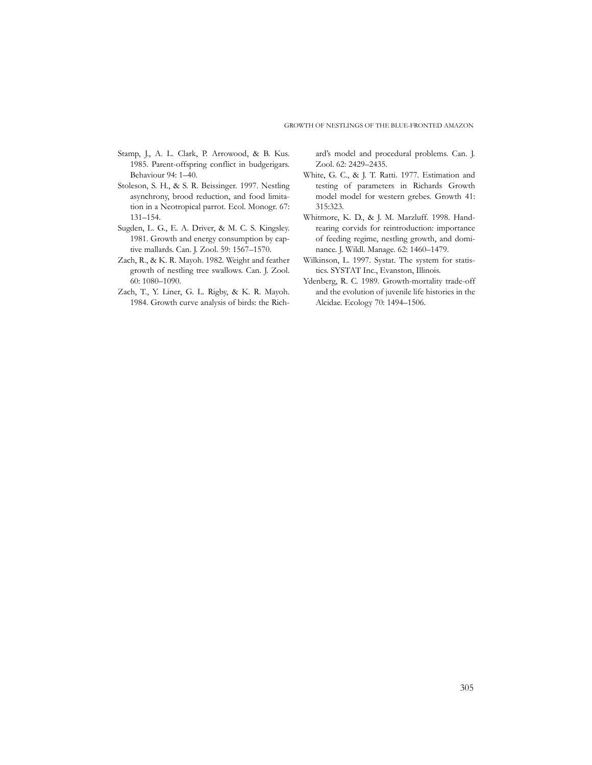Stamp, J., A. L. Clark, P. Arrowood, & B. Kus. 1985. Parent-offspring conflict in budgerigars. Behaviour 94: 1–40.

Stoleson, S. H., & S. R. Beissinger. 1997. Nestling asynchrony, brood reduction, and food limitation in a Neotropical parrot. Ecol. Monogr. 67: 131–154.

Sugden, L. G., E. A. Driver, & M. C. S. Kingsley. 1981. Growth and energy consumption by captive mallards. Can. J. Zool. 59: 1567–1570.

Zach, R., & K. R. Mayoh. 1982. Weight and feather growth of nestling tree swallows. Can. J. Zool. 60: 1080–1090.

Zach, T., Y. Liner, G. L. Rigby, & K. R. Mayoh. 1984. Growth curve analysis of birds: the Richard's model and procedural problems. Can. J. Zool. 62: 2429–2435.

White, G. C., & J. T. Ratti. 1977. Estimation and testing of parameters in Richards Growth model model for western grebes. Growth 41: 315:323.

Whitmore, K. D., & J. M. Marzluff. 1998. Hand-rearing corvids for reintroduction: importance of feeding regime, nestling growth, and dominance. J. Wildl. Manage. 62: 1460–1479.

Wilkinson, L. 1997. Systat. The system for statistics. SYSTAT Inc., Evanston, Illinois.

Ydenberg, R. C. 1989. Growth-mortality trade-off and the evolution of juvenile life histories in the Alcidae. Ecology 70: 1494–1506.